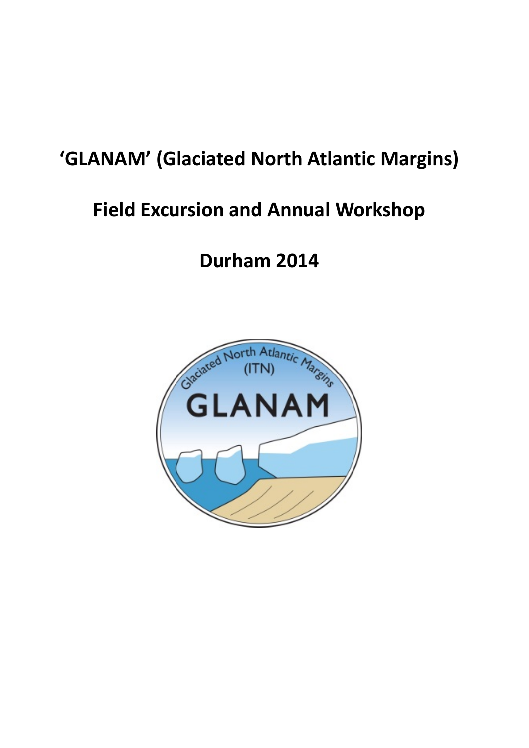# 'GLANAM' (Glaciated North Atlantic Margins)

# Field Excursion and Annual Workshop

# Durham 2014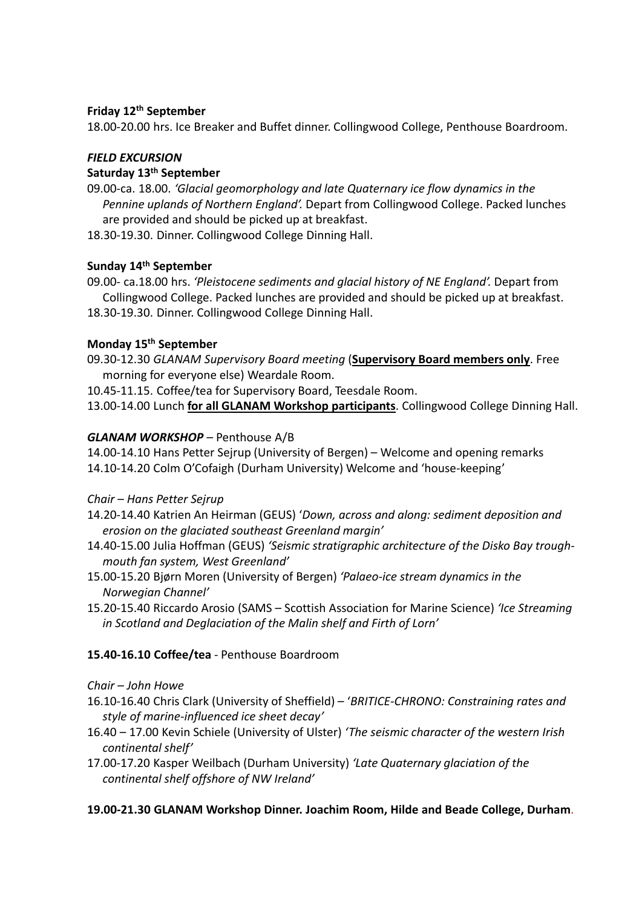**Friday 12th September**

18.00-20.00 hrs. Ice Breaker and Buffet dinner. Collingwood College, Penthouse Boardroom.

***FIELD EXCURSION***

**Saturday 13th September**

09.00-ca. 18.00. *'Glacial geomorphology and late Quaternary ice flow dynamics in the Pennine uplands of Northern England'.* Depart from Collingwood College. Packed lunches are provided and should be picked up at breakfast.

18.30-19.30. Dinner. Collingwood College Dinning Hall.

**Sunday 14th September**

09.00- ca.18.00 hrs. *'Pleistocene sediments and glacial history of NE England'.* Depart from Collingwood College. Packed lunches are provided and should be picked up at breakfast.

18.30-19.30. Dinner. Collingwood College Dinning Hall.

**Monday 15th September**

09.30-12.30 *GLANAM Supervisory Board meeting* (**Supervisory Board members only**. Free morning for everyone else) Weardale Room.

10.45-11.15. Coffee/tea for Supervisory Board, Teesdale Room.

13.00-14.00 Lunch **for all GLANAM Workshop participants**. Collingwood College Dinning Hall.

***GLANAM WORKSHOP*** – Penthouse A/B

14.00-14.10 Hans Petter Sejrup (University of Bergen) – Welcome and opening remarks

14.10-14.20 Colm O'Cofaigh (Durham University) Welcome and 'house-keeping'

*Chair – Hans Petter Sejrup*

14.20-14.40 Katrien An Heirman (GEUS) '*Down, across and along: sediment deposition and erosion on the glaciated southeast Greenland margin'*

14.40-15.00 Julia Hoffman (GEUS) *'Seismic stratigraphic architecture of the Disko Bay trough-mouth fan system, West Greenland'*

15.00-15.20 Bjørn Moren (University of Bergen) *'Palaeo-ice stream dynamics in the Norwegian Channel'*

15.20-15.40 Riccardo Arosio (SAMS – Scottish Association for Marine Science) *'Ice Streaming in Scotland and Deglaciation of the Malin shelf and Firth of Lorn'*

**15.40-16.10 Coffee/tea** - Penthouse Boardroom

*Chair – John Howe*

16.10-16.40 Chris Clark (University of Sheffield) – '*BRITICE-CHRONO: Constraining rates and style of marine-influenced ice sheet decay'*

16.40 – 17.00 Kevin Schiele (University of Ulster) *'The seismic character of the western Irish continental shelf'*

17.00-17.20 Kasper Weilbach (Durham University) *'Late Quaternary glaciation of the continental shelf offshore of NW Ireland'*

**19.00-21.30 GLANAM Workshop Dinner. Joachim Room, Hilde and Beade College, Durham.**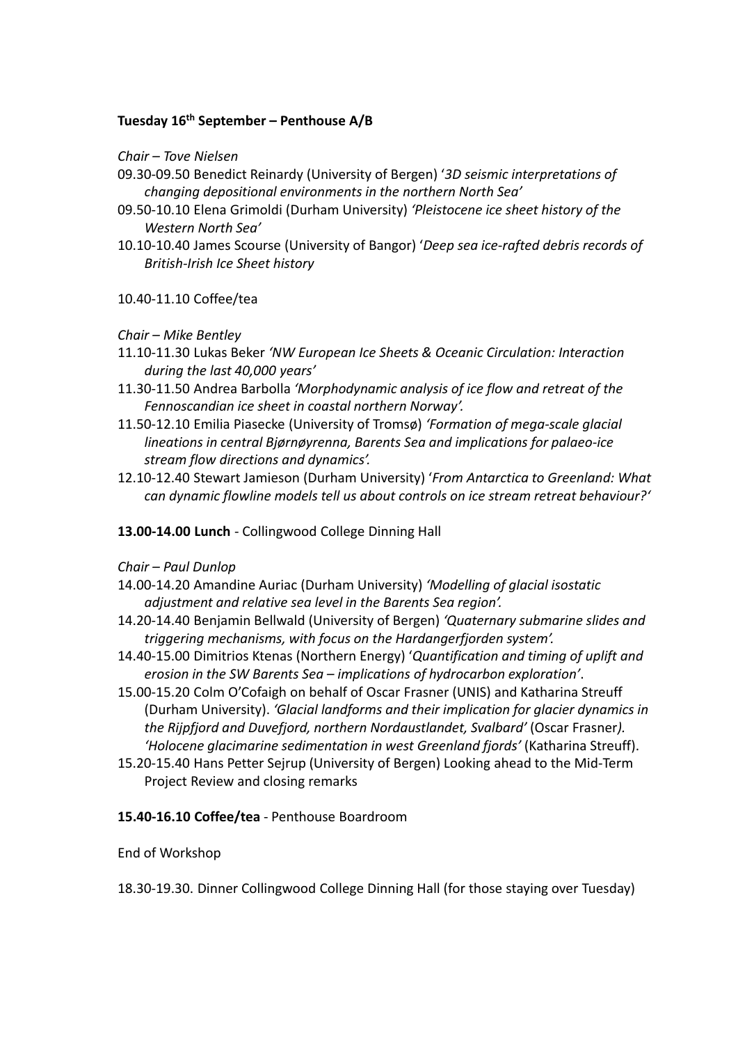**Tuesday 16th September – Penthouse A/B**

*Chair – Tove Nielsen*

09.30-09.50 Benedict Reinardy (University of Bergen) '*3D seismic interpretations of changing depositional environments in the northern North Sea'*

09.50-10.10 Elena Grimoldi (Durham University) *'Pleistocene ice sheet history of the Western North Sea'*

10.10-10.40 James Scourse (University of Bangor) '*Deep sea ice-rafted debris records of British-Irish Ice Sheet history*

10.40-11.10 Coffee/tea

*Chair – Mike Bentley*

11.10-11.30 Lukas Beker *'NW European Ice Sheets & Oceanic Circulation: Interaction during the last 40,000 years'*

11.30-11.50 Andrea Barbolla *'Morphodynamic analysis of ice flow and retreat of the Fennoscandian ice sheet in coastal northern Norway'.*

11.50-12.10 Emilia Piasecke (University of Tromsø) *'Formation of mega-scale glacial lineations in central Bjørnøyrenna, Barents Sea and implications for palaeo-ice stream flow directions and dynamics'.*

12.10-12.40 Stewart Jamieson (Durham University) '*From Antarctica to Greenland: What can dynamic flowline models tell us about controls on ice stream retreat behaviour?'*

**13.00-14.00 Lunch** - Collingwood College Dinning Hall

*Chair – Paul Dunlop*

14.00-14.20 Amandine Auriac (Durham University) *'Modelling of glacial isostatic adjustment and relative sea level in the Barents Sea region'.*

14.20-14.40 Benjamin Bellwald (University of Bergen) *'Quaternary submarine slides and triggering mechanisms, with focus on the Hardangerfjorden system'.*

14.40-15.00 Dimitrios Ktenas (Northern Energy) '*Quantification and timing of uplift and erosion in the SW Barents Sea – implications of hydrocarbon exploration'*.

15.00-15.20 Colm O'Cofaigh on behalf of Oscar Frasner (UNIS) and Katharina Streuff (Durham University). *'Glacial landforms and their implication for glacier dynamics in the Rijpfjord and Duvefjord, northern Nordaustlandet, Svalbard'* (Oscar Frasner*). 'Holocene glacimarine sedimentation in west Greenland fjords'* (Katharina Streuff).

15.20-15.40 Hans Petter Sejrup (University of Bergen) Looking ahead to the Mid-Term Project Review and closing remarks

**15.40-16.10 Coffee/tea** - Penthouse Boardroom

End of Workshop

18.30-19.30. Dinner Collingwood College Dinning Hall (for those staying over Tuesday)